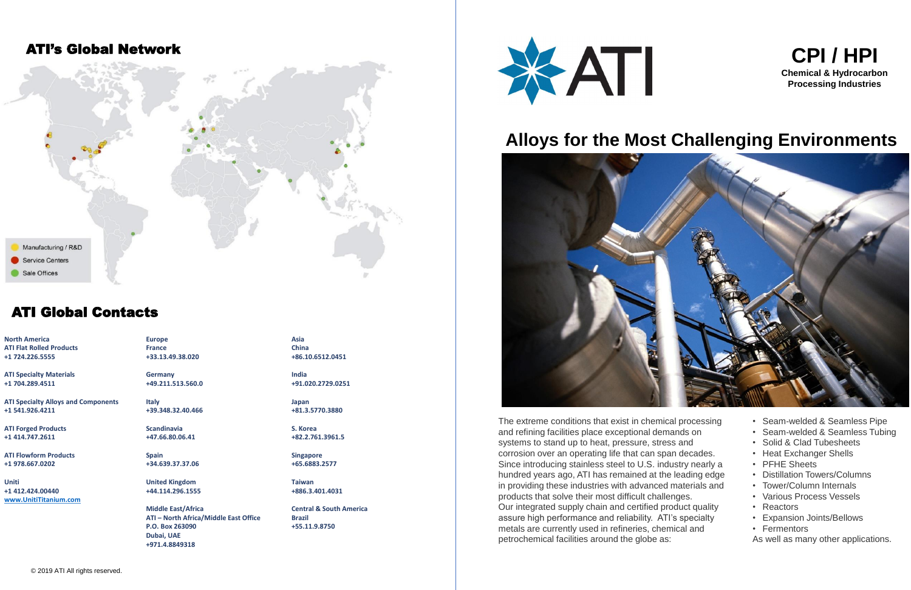## ATI's Global Network

Manufacturing / R&D
Service Centers
Sale Offices

## ATI Global Contacts

**North America**
**ATI Flat Rolled Products**
**+1 724.226.5555**

**ATI Specialty Materials**
**+1 704.289.4511**

**ATI Specialty Alloys and Components**
**+1 541.926.4211**

**ATI Forged Products**
**+1 414.747.2611**

**ATI Flowform Products**
**+1 978.667.0202**

**Uniti**
**+1 412.424.00440**
**www.UnitiTitanium.com**

**Europe**
**France**
**+33.13.49.38.020**

**Germany**
**+49.211.513.560.0**

**Italy**
**+39.348.32.40.466**

**Scandinavia**
**+47.66.80.06.41**

**Spain**
**+34.639.37.37.06**

**United Kingdom**
**+44.114.296.1555**

**Middle East/Africa**
**ATI – North Africa/Middle East Office**
**P.O. Box 263090**
**Dubai, UAE**
**+971.4.8849318**

**Asia**
**China**
**+86.10.6512.0451**

**India**
**+91.020.2729.0251**

**Japan**
**+81.3.5770.3880**

**S. Korea**
**+82.2.761.3961.5**

**Singapore**
**+65.6883.2577**

**Taiwan**
**+886.3.401.4031**

**Central & South America**
**Brazil**
**+55.11.9.8750**

© 2019 ATI All rights reserved.

ATI

# CPI / HPI

**Chemical & Hydrocarbon Processing Industries**

# Alloys for the Most Challenging Environments

The extreme conditions that exist in chemical processing and refining facilities place exceptional demands on systems to stand up to heat, pressure, stress and corrosion over an operating life that can span decades. Since introducing stainless steel to U.S. industry nearly a hundred years ago, ATI has remained at the leading edge in providing these industries with advanced materials and products that solve their most difficult challenges.
Our integrated supply chain and certified product quality assure high performance and reliability. ATI's specialty metals are currently used in refineries, chemical and petrochemical facilities around the globe as:

- Seam-welded & Seamless Pipe
- Seam-welded & Seamless Tubing
- Solid & Clad Tubesheets
- Heat Exchanger Shells
- PFHE Sheets
- Distillation Towers/Columns
- Tower/Column Internals
- Various Process Vessels
- Reactors
- Expansion Joints/Bellows
- Fermentors

As well as many other applications.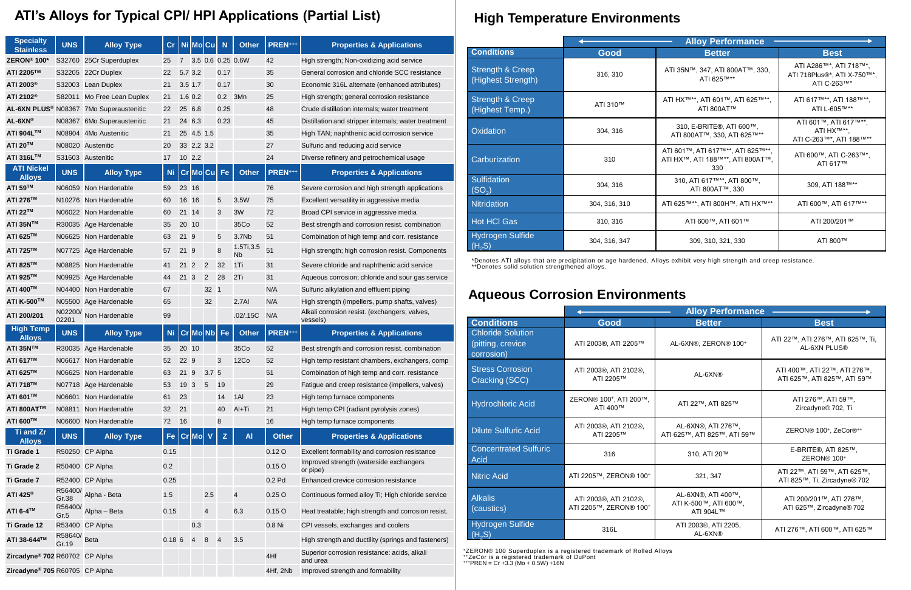# ATI's Alloys for Typical CPI/ HPI Applications (Partial List)

| Specialty Stainless | UNS | Alloy Type | Cr | Ni | Mo | Cu | N | Other | PREN+++ | Properties & Applications |
|---|---|---|---|---|---|---|---|---|---|---|
| ZERON® 100* | S32760 | 25Cr Superduplex | 25 | 7 | 3.5 | 0.6 | 0.25 | 0.6W | 42 | High strength; Non-oxidizing acid service |
| ATI 2205™ | S32205 | 22Cr Duplex | 22 | 5.7 | 3.2 | | 0.17 | | 35 | General corrosion and chloride SCC resistance |
| ATI 2003® | S32003 | Lean Duplex | 21 | 3.5 | 1.7 | | 0.17 | | 30 | Economic 316L alternate (enhanced attributes) |
| ATI 2102® | S82011 | Mo Free Lean Duplex | 21 | 1.6 | 0.2 | | 0.2 | 3Mn | 25 | High strength; general corrosion resistance |
| AL-6XN PLUS® | N08367 | 7Mo Superaustenitic | 22 | 25 | 6.8 | | 0.25 | | 48 | Crude distillation internals; water treatment |
| AL-6XN® | N08367 | 6Mo Superaustenitic | 21 | 24 | 6.3 | | 0.23 | | 45 | Distillation and stripper internals; water treatment |
| ATI 904L™ | N08904 | 4Mo Austenitic | 21 | 25 | 4.5 | 1.5 | | | 35 | High TAN; naphthenic acid corrosion service |
| ATI 20™ | N08020 | Austenitic | 20 | 33 | 2.2 | 3.2 | | | 27 | Sulfuric and reducing acid service |
| ATI 316L™ | S31603 | Austenitic | 17 | 10 | 2.2 | | | | 24 | Diverse refinery and petrochemical usage |

| ATI Nickel Alloys | UNS | Alloy Type | Ni | Cr | Mo | Cu | Fe | Other | PREN+++ | Properties & Applications |
|---|---|---|---|---|---|---|---|---|---|---|
| ATI 59™ | N06059 | Non Hardenable | 59 | 23 | 16 | | | | 76 | Severe corrosion and high strength applications |
| ATI 276™ | N10276 | Non Hardenable | 60 | 16 | 16 | | 5 | 3.5W | 75 | Excellent versatility in aggressive media |
| ATI 22™ | N06022 | Non Hardenable | 60 | 21 | 14 | | 3 | 3W | 72 | Broad CPI service in aggressive media |
| ATI 35N™ | R30035 | Age Hardenable | 35 | 20 | 10 | | | 35Co | 52 | Best strength and corrosion resist. combination |
| ATI 625™ | N06625 | Non Hardenable | 63 | 21 | 9 | | 5 | 3.7Nb | 51 | Combination of high temp and corr. resistance |
| ATI 725™ | N07725 | Age Hardenable | 57 | 21 | 9 | | 8 | 1.5Ti,3.5 Nb | 51 | High strength; high corrosion resist. Components |
| ATI 825™ | N08825 | Non Hardenable | 41 | 21 | 2 | 2 | 32 | 1Ti | 31 | Severe chloride and naphthenic acid service |
| ATI 925™ | N09925 | Age Hardenable | 44 | 21 | 3 | 2 | 28 | 2Ti | 31 | Aqueous corrosion; chloride and sour gas service |
| ATI 400™ | N04400 | Non Hardenable | 67 | | | 32 | 1 | | N/A | Sulfuric alkylation and effluent piping |
| ATI K-500™ | N05500 | Age Hardenable | 65 | | | 32 | | 2.7Al | N/A | High strength (impellers, pump shafts, valves) |
| ATI 200/201 | N02200/ 02201 | Non Hardenable | 99 | | | | | .02/.15C | N/A | Alkali corrosion resist. (exchangers, valves, vessels) |

| High Temp Alloys | UNS | Alloy Type | Ni | Cr | Mo | Nb | Fe | Other | PREN+++ | Properties & Applications |
|---|---|---|---|---|---|---|---|---|---|---|
| ATI 35N™ | R30035 | Age Hardenable | 35 | 20 | 10 | | | 35Co | 52 | Best strength and corrosion resist. combination |
| ATI 617™ | N06617 | Non Hardenable | 52 | 22 | 9 | | 3 | 12Co | 52 | High temp resistant chambers, exchangers, comp |
| ATI 625™ | N06625 | Non Hardenable | 63 | 21 | 9 | 3.7 | 5 | | 51 | Combination of high temp and corr. resistance |
| ATI 718™ | N07718 | Age Hardenable | 53 | 19 | 3 | 5 | 19 | | 29 | Fatigue and creep resistance (impellers, valves) |
| ATI 601™ | N06601 | Non Hardenable | 61 | 23 | | | 14 | 1Al | 23 | High temp furnace components |
| ATI 800AT™ | N08811 | Non Hardenable | 32 | 21 | | | 40 | Al+Ti | 21 | High temp CPI (radiant pyrolysis zones) |
| ATI 600™ | N06600 | Non Hardenable | 72 | 16 | | | 8 | | 16 | High temp furnace components |

| Ti and Zr Alloys | UNS | Alloy Type | Fe | Cr | Mo | V | Z | Al | Other | Properties & Applications |
|---|---|---|---|---|---|---|---|---|---|---|
| Ti Grade 1 | R50250 | CP Alpha | 0.15 | | | | | | 0.12 O | Excellent formability and corrosion resistance |
| Ti Grade 2 | R50400 | CP Alpha | 0.2 | | | | | | 0.15 O | Improved strength (waterside exchangers or pipe) |
| Ti Grade 7 | R52400 | CP Alpha | 0.25 | | | | | | 0.2 Pd | Enhanced crevice corrosion resistance |
| ATI 425® | R56400/ Gr.38 | Alpha - Beta | 1.5 | | | 2.5 | | 4 | 0.25 O | Continuous formed alloy Ti; High chloride service |
| ATI 6-4™ | R56400/ Gr.5 | Alpha – Beta | 0.15 | | | 4 | | 6.3 | 0.15 O | Heat treatable; high strength and corrosion resist. |
| Ti Grade 12 | R53400 | CP Alpha | | | 0.3 | | | | 0.8 Ni | CPI vessels, exchanges and coolers |
| ATI 38-644™ | R58640/ Gr.19 | Beta | 0.18 | 6 | 4 | 8 | 4 | 3.5 | | High strength and ductility (springs and fasteners) |
| Zircadyne® 702 | R60702 | CP Alpha | | | | | | | 4Hf | Superior corrosion resistance: acids, alkali and urea |
| Zircadyne® 705 | R60705 | CP Alpha | | | | | | | 4Hf, 2Nb | Improved strength and formability |

## High Temperature Environments

| | Alloy Performance | | |
|---|---|---|---|
| Conditions | Good | Better | Best |
| Strength & Creep (Highest Strength) | 316, 310 | ATI 35N™, 347, ATI 800AT™, 330, ATI 625™** | ATI A286™*, ATI 718™*, ATI 718Plus®*, ATI X-750™*, ATI C-263™* |
| Strength & Creep (Highest Temp.) | ATI 310™ | ATI HX™**, ATI 601™, ATI 625™**, ATI 800AT™ | ATI 617™**, ATI 188™**, ATI L-605™** |
| Oxidation | 304, 316 | 310, E-BRITE®, ATI 600™, ATI 800AT™, 330, ATI 625™** | ATI 601™, ATI 617™**, ATI HX™**, ATI C-263™*, ATI 188™** |
| Carburization | 310 | ATI 601™, ATI 617™**, ATI 625™**, ATI HX™, ATI 188™**, ATI 800AT™, 330 | ATI 600™, ATI C-263™*, ATI 617™ |
| Sulfidation ($SO_2$) | 304, 316 | 310, ATI 617™**, ATI 800™, ATI 800AT™, 330 | 309, ATI 188™** |
| Nitridation | 304, 316, 310 | ATI 625™**, ATI 800H™, ATI HX™** | ATI 600™, ATI 617™** |
| Hot HCl Gas | 310, 316 | ATI 600™, ATI 601™ | ATI 200/201™ |
| Hydrogen Sulfide ($H_2S$) | 304, 316, 347 | 309, 310, 321, 330 | ATI 800™ |

*Denotes ATI alloys that are precipitation or age hardened. Alloys exhibit very high strength and creep resistance.
**Denotes solid solution strengthened alloys.

## Aqueous Corrosion Environments

| | Alloy Performance | | |
|---|---|---|---|
| Conditions | Good | Better | Best |
| Chloride Solution (pitting, crevice corrosion) | ATI 2003®, ATI 2205™ | AL-6XN®, ZERON® 100+ | ATI 22™, ATI 276™, ATI 625™, Ti, AL-6XN PLUS® |
| Stress Corrosion Cracking (SCC) | ATI 2003®, ATI 2102®, ATI 2205™ | AL-6XN® | ATI 400™, ATI 22™, ATI 276™, ATI 625™, ATI 825™, ATI 59™ |
| Hydrochloric Acid | ZERON® 100+, ATI 200™, ATI 400™ | ATI 22™, ATI 825™ | ATI 276™, ATI 59™, Zircadyne® 702, Ti |
| Dilute Sulfuric Acid | ATI 2003®, ATI 2102®, ATI 2205™ | AL-6XN®, ATI 276™, ATI 625™, ATI 825™, ATI 59™ | ZERON® 100+, ZeCor®++ |
| Concentrated Sulfuric Acid | 316 | 310, ATI 20™ | E-BRITE®, ATI 825™, ZERON® 100+ |
| Nitric Acid | ATI 2205™, ZERON® 100+ | 321, 347 | ATI 22™, ATI 59™, ATI 625™, ATI 825™, Ti, Zircadyne® 702 |
| Alkalis (caustics) | ATI 2003®, ATI 2102®, ATI 2205™, ZERON® 100+ | AL-6XN®, ATI 400™, ATI K-500™, ATI 600™, ATI 904L™ | ATI 200/201™, ATI 276™, ATI 625™, Zircadyne® 702 |
| Hydrogen Sulfide ($H_2S$) | 316L | ATI 2003®, ATI 2205, AL-6XN® | ATI 276™, ATI 600™, ATI 625™ |

+ZERON® 100 Superduplex is a registered trademark of Rolled Alloys
++ZeCor is a registered trademark of DuPont
+++PREN = Cr +3.3 (Mo + 0.5W) +16N